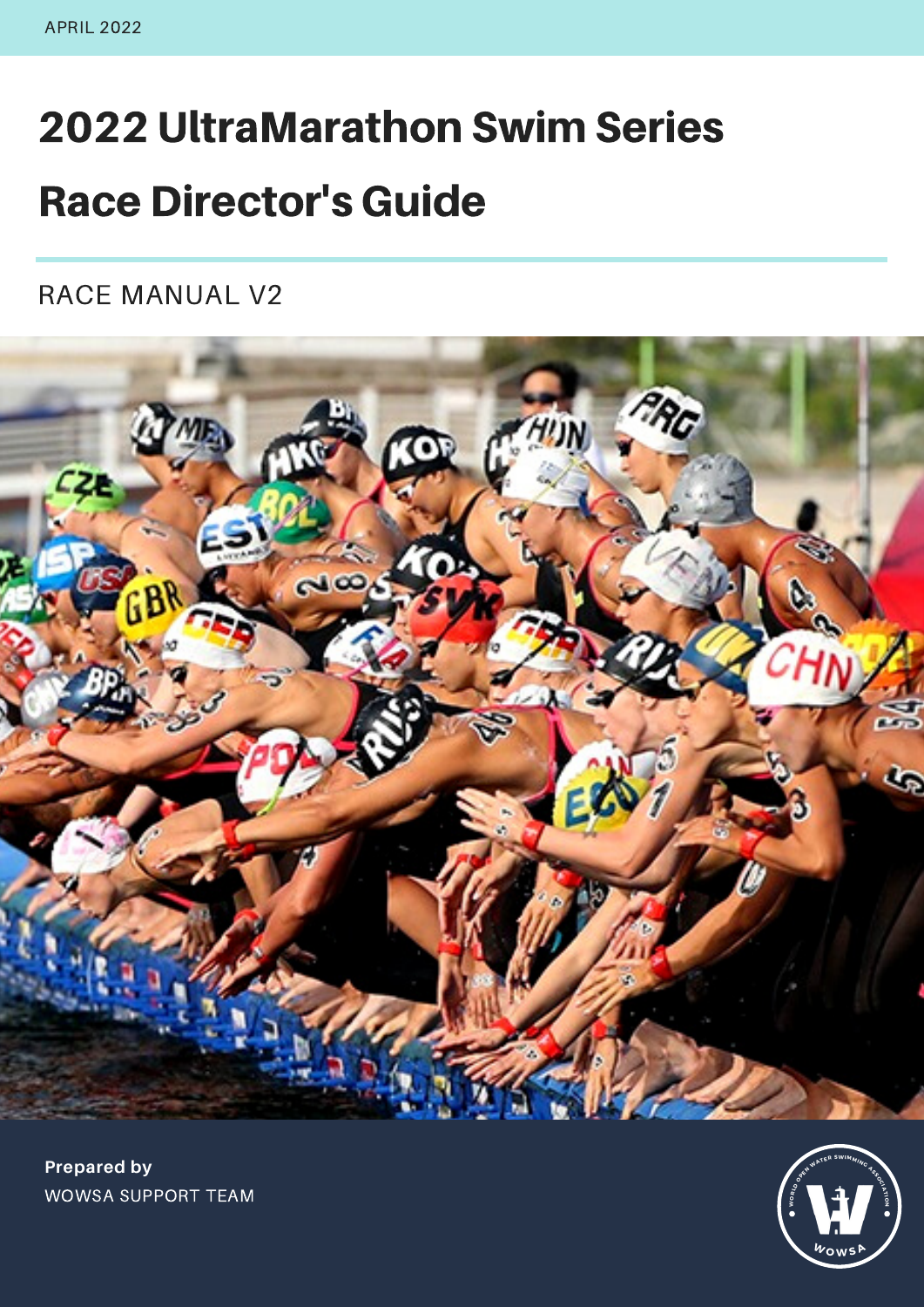APRIL 2022

# 2022 UltraMarathon Swim Series

# Race Director's Guide

RACE MANUAL V2

**Prepared by**

WOWSA SUPPORT TEAM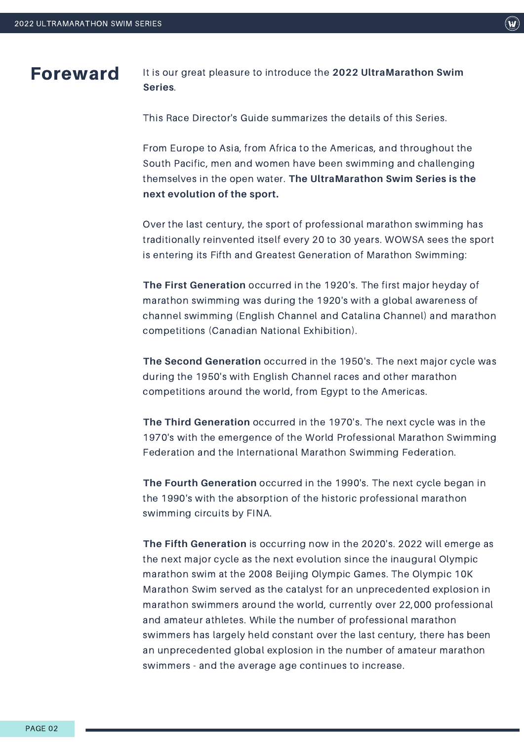# Foreward

It is our great pleasure to introduce the **2022 UltraMarathon Swim Series**.

This Race Director's Guide summarizes the details of this Series.

From Europe to Asia, from Africa to the Americas, and throughout the South Pacific, men and women have been swimming and challenging themselves in the open water. **The UltraMarathon Swim Series is the next evolution of the sport.**

Over the last century, the sport of professional marathon swimming has traditionally reinvented itself every 20 to 30 years. WOWSA sees the sport is entering its Fifth and Greatest Generation of Marathon Swimming:

**The First Generation** occurred in the 1920's. The first major heyday of marathon swimming was during the 1920's with a global awareness of channel swimming (English Channel and Catalina Channel) and marathon competitions (Canadian National Exhibition).

**The Second Generation** occurred in the 1950's. The next major cycle was during the 1950's with English Channel races and other marathon competitions around the world, from Egypt to the Americas.

**The Third Generation** occurred in the 1970's. The next cycle was in the 1970's with the emergence of the World Professional Marathon Swimming Federation and the International Marathon Swimming Federation.

**The Fourth Generation** occurred in the 1990's. The next cycle began in the 1990's with the absorption of the historic professional marathon swimming circuits by FINA.

**The Fifth Generation** is occurring now in the 2020's. 2022 will emerge as the next major cycle as the next evolution since the inaugural Olympic marathon swim at the 2008 Beijing Olympic Games. The Olympic 10K Marathon Swim served as the catalyst for an unprecedented explosion in marathon swimmers around the world, currently over 22,000 professional and amateur athletes. While the number of professional marathon swimmers has largely held constant over the last century, there has been an unprecedented global explosion in the number of amateur marathon swimmers - and the average age continues to increase.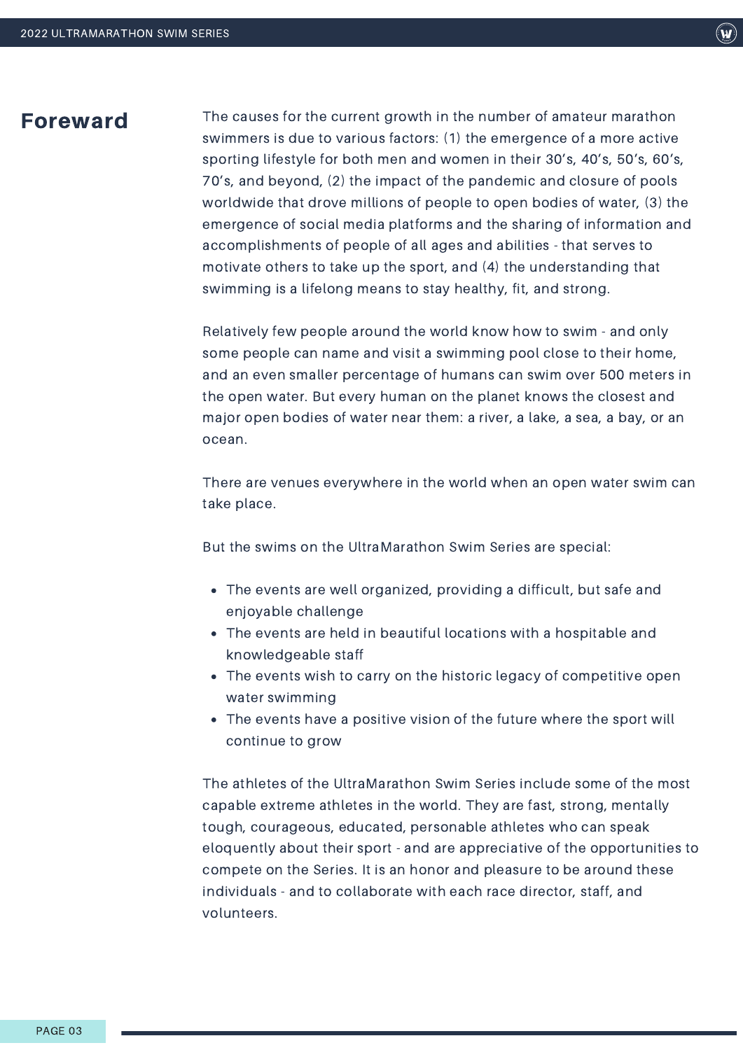# Foreward

The causes for the current growth in the number of amateur marathon swimmers is due to various factors: (1) the emergence of a more active sporting lifestyle for both men and women in their 30's, 40's, 50's, 60's, 70's, and beyond, (2) the impact of the pandemic and closure of pools worldwide that drove millions of people to open bodies of water, (3) the emergence of social media platforms and the sharing of information and accomplishments of people of all ages and abilities - that serves to motivate others to take up the sport, and (4) the understanding that swimming is a lifelong means to stay healthy, fit, and strong.

Relatively few people around the world know how to swim - and only some people can name and visit a swimming pool close to their home, and an even smaller percentage of humans can swim over 500 meters in the open water. But every human on the planet knows the closest and major open bodies of water near them: a river, a lake, a sea, a bay, or an ocean.

There are venues everywhere in the world when an open water swim can take place.

But the swims on the UltraMarathon Swim Series are special:

- The events are well organized, providing a difficult, but safe and enjoyable challenge
- The events are held in beautiful locations with a hospitable and knowledgeable staff
- The events wish to carry on the historic legacy of competitive open water swimming
- The events have a positive vision of the future where the sport will continue to grow

The athletes of the UltraMarathon Swim Series include some of the most capable extreme athletes in the world. They are fast, strong, mentally tough, courageous, educated, personable athletes who can speak eloquently about their sport - and are appreciative of the opportunities to compete on the Series. It is an honor and pleasure to be around these individuals - and to collaborate with each race director, staff, and volunteers.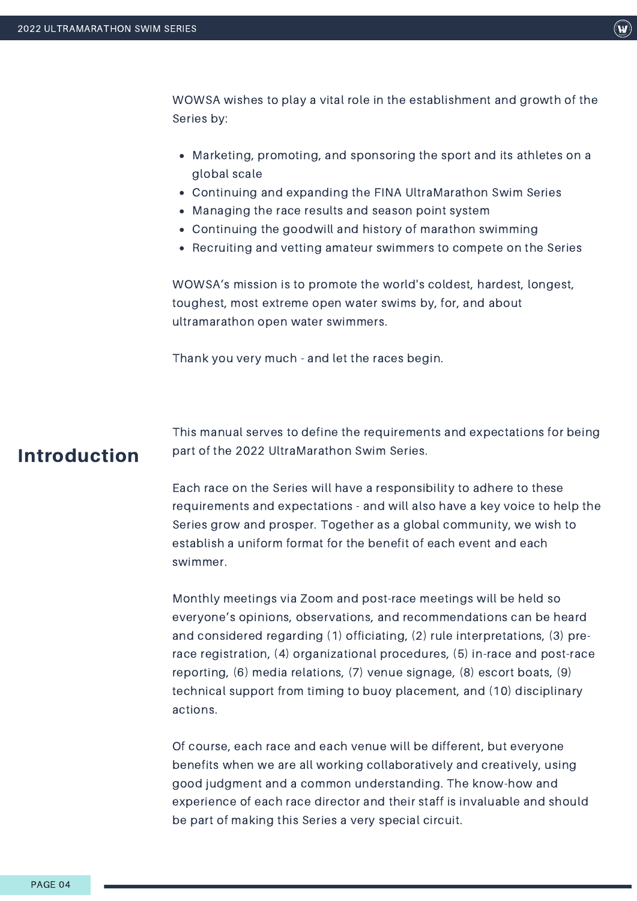WOWSA wishes to play a vital role in the establishment and growth of the Series by:

- Marketing, promoting, and sponsoring the sport and its athletes on a global scale
- Continuing and expanding the FINA UltraMarathon Swim Series
- Managing the race results and season point system
- Continuing the goodwill and history of marathon swimming
- Recruiting and vetting amateur swimmers to compete on the Series

WOWSA's mission is to promote the world's coldest, hardest, longest, toughest, most extreme open water swims by, for, and about ultramarathon open water swimmers.

Thank you very much - and let the races begin.

## Introduction

This manual serves to define the requirements and expectations for being part of the 2022 UltraMarathon Swim Series.

Each race on the Series will have a responsibility to adhere to these requirements and expectations - and will also have a key voice to help the Series grow and prosper. Together as a global community, we wish to establish a uniform format for the benefit of each event and each swimmer.

Monthly meetings via Zoom and post-race meetings will be held so everyone's opinions, observations, and recommendations can be heard and considered regarding (1) officiating, (2) rule interpretations, (3) pre-race registration, (4) organizational procedures, (5) in-race and post-race reporting, (6) media relations, (7) venue signage, (8) escort boats, (9) technical support from timing to buoy placement, and (10) disciplinary actions.

Of course, each race and each venue will be different, but everyone benefits when we are all working collaboratively and creatively, using good judgment and a common understanding. The know-how and experience of each race director and their staff is invaluable and should be part of making this Series a very special circuit.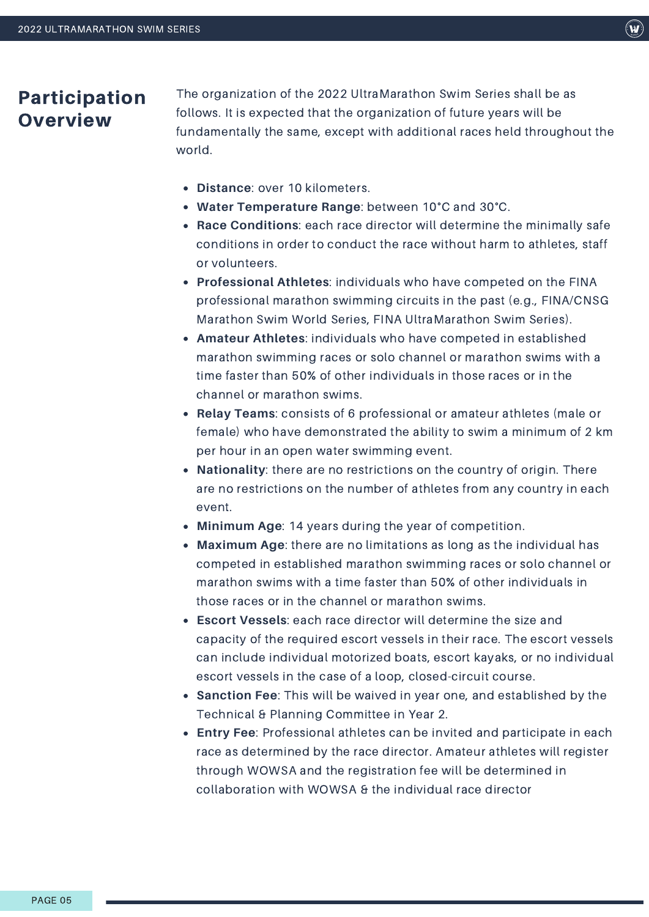## Participation Overview

The organization of the 2022 UltraMarathon Swim Series shall be as follows. It is expected that the organization of future years will be fundamentally the same, except with additional races held throughout the world.

- **Distance**: over 10 kilometers.
- **Water Temperature Range**: between 10°C and 30°C.
- **Race Conditions**: each race director will determine the minimally safe conditions in order to conduct the race without harm to athletes, staff or volunteers.
- **Professional Athletes**: individuals who have competed on the FINA professional marathon swimming circuits in the past (e.g., FINA/CNSG Marathon Swim World Series, FINA UltraMarathon Swim Series).
- **Amateur Athletes**: individuals who have competed in established marathon swimming races or solo channel or marathon swims with a time faster than 50% of other individuals in those races or in the channel or marathon swims.
- **Relay Teams**: consists of 6 professional or amateur athletes (male or female) who have demonstrated the ability to swim a minimum of 2 km per hour in an open water swimming event.
- **Nationality**: there are no restrictions on the country of origin. There are no restrictions on the number of athletes from any country in each event.
- **Minimum Age**: 14 years during the year of competition.
- **Maximum Age**: there are no limitations as long as the individual has competed in established marathon swimming races or solo channel or marathon swims with a time faster than 50% of other individuals in those races or in the channel or marathon swims.
- **Escort Vessels**: each race director will determine the size and capacity of the required escort vessels in their race. The escort vessels can include individual motorized boats, escort kayaks, or no individual escort vessels in the case of a loop, closed-circuit course.
- **Sanction Fee**: This will be waived in year one, and established by the Technical & Planning Committee in Year 2.
- **Entry Fee**: Professional athletes can be invited and participate in each race as determined by the race director. Amateur athletes will register through WOWSA and the registration fee will be determined in collaboration with WOWSA & the individual race director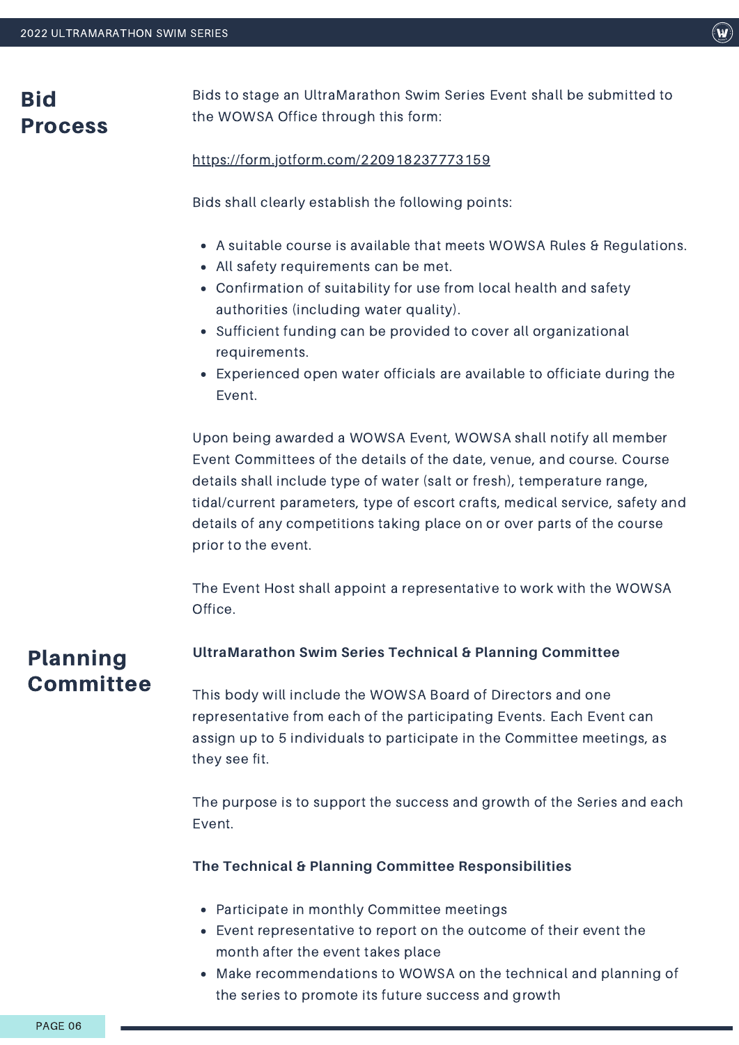## Bid Process

Bids to stage an UltraMarathon Swim Series Event shall be submitted to the WOWSA Office through this form:

https://form.jotform.com/220918237773159

Bids shall clearly establish the following points:

- A suitable course is available that meets WOWSA Rules & Regulations.
- All safety requirements can be met.
- Confirmation of suitability for use from local health and safety authorities (including water quality).
- Sufficient funding can be provided to cover all organizational requirements.
- Experienced open water officials are available to officiate during the Event.

Upon being awarded a WOWSA Event, WOWSA shall notify all member Event Committees of the details of the date, venue, and course. Course details shall include type of water (salt or fresh), temperature range, tidal/current parameters, type of escort crafts, medical service, safety and details of any competitions taking place on or over parts of the course prior to the event.

The Event Host shall appoint a representative to work with the WOWSA Office.

## Planning Committee

**UltraMarathon Swim Series Technical & Planning Committee**

This body will include the WOWSA Board of Directors and one representative from each of the participating Events. Each Event can assign up to 5 individuals to participate in the Committee meetings, as they see fit.

The purpose is to support the success and growth of the Series and each Event.

**The Technical & Planning Committee Responsibilities**

- Participate in monthly Committee meetings
- Event representative to report on the outcome of their event the month after the event takes place
- Make recommendations to WOWSA on the technical and planning of the series to promote its future success and growth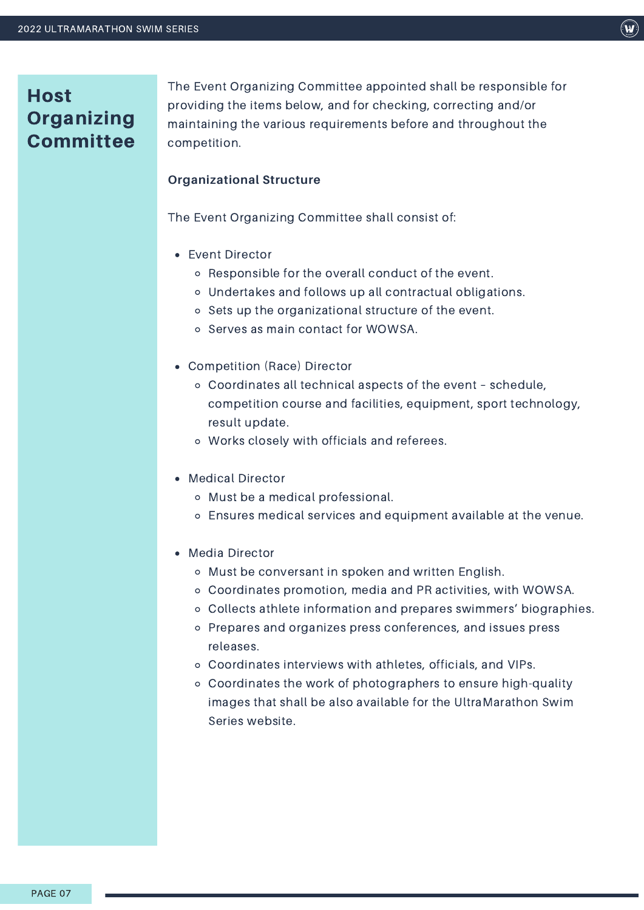## Host Organizing Committee

The Event Organizing Committee appointed shall be responsible for providing the items below, and for checking, correcting and/or maintaining the various requirements before and throughout the competition.

**Organizational Structure**

The Event Organizing Committee shall consist of:

- Event Director
  - Responsible for the overall conduct of the event.
  - Undertakes and follows up all contractual obligations.
  - Sets up the organizational structure of the event.
  - Serves as main contact for WOWSA.
- Competition (Race) Director
  - Coordinates all technical aspects of the event - schedule, competition course and facilities, equipment, sport technology, result update.
  - Works closely with officials and referees.
- Medical Director
  - Must be a medical professional.
  - Ensures medical services and equipment available at the venue.
- Media Director
  - Must be conversant in spoken and written English.
  - Coordinates promotion, media and PR activities, with WOWSA.
  - Collects athlete information and prepares swimmers' biographies.
  - Prepares and organizes press conferences, and issues press releases.
  - Coordinates interviews with athletes, officials, and VIPs.
  - Coordinates the work of photographers to ensure high-quality images that shall be also available for the UltraMarathon Swim Series website.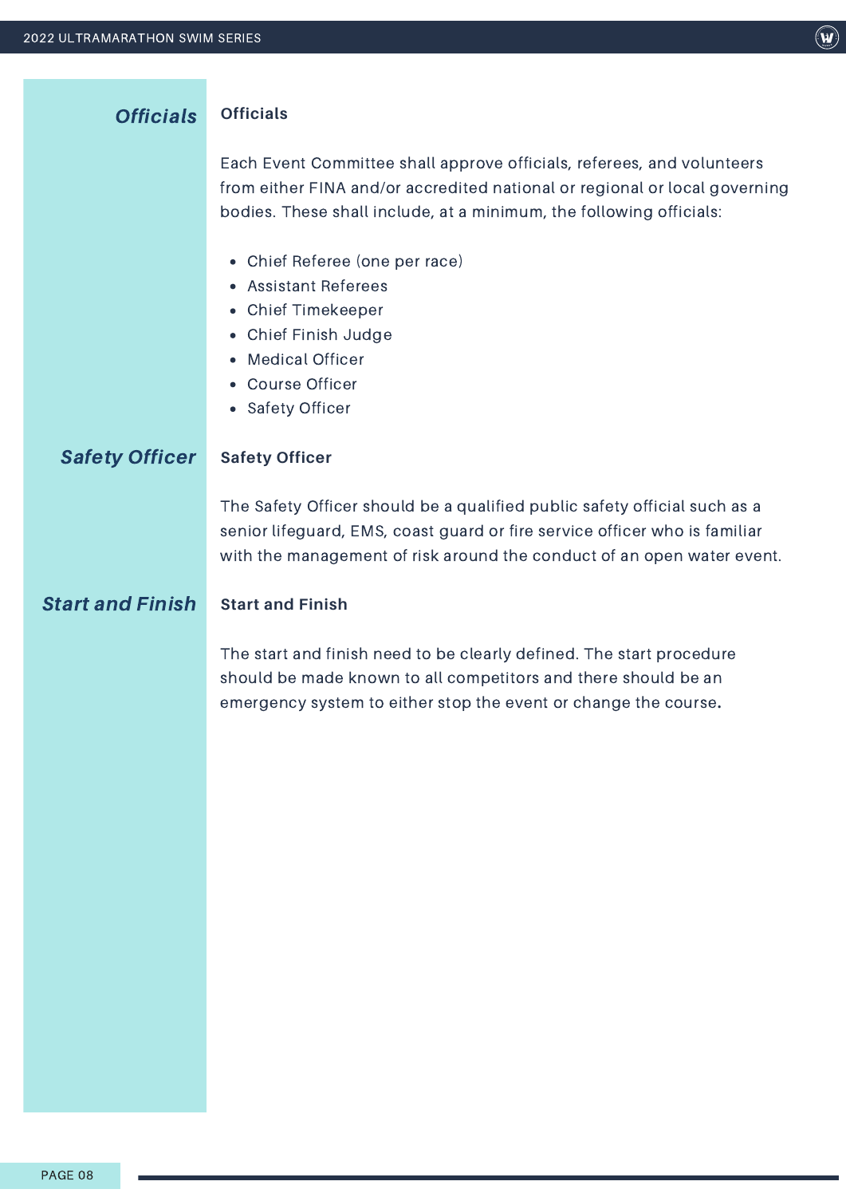## Officials

**Officials**

Each Event Committee shall approve officials, referees, and volunteers from either FINA and/or accredited national or regional or local governing bodies. These shall include, at a minimum, the following officials:

- Chief Referee (one per race)
- Assistant Referees
- Chief Timekeeper
- Chief Finish Judge
- Medical Officer
- Course Officer
- Safety Officer

## Safety Officer

**Safety Officer**

The Safety Officer should be a qualified public safety official such as a senior lifeguard, EMS, coast guard or fire service officer who is familiar with the management of risk around the conduct of an open water event.

## Start and Finish

**Start and Finish**

The start and finish need to be clearly defined. The start procedure should be made known to all competitors and there should be an emergency system to either stop the event or change the course.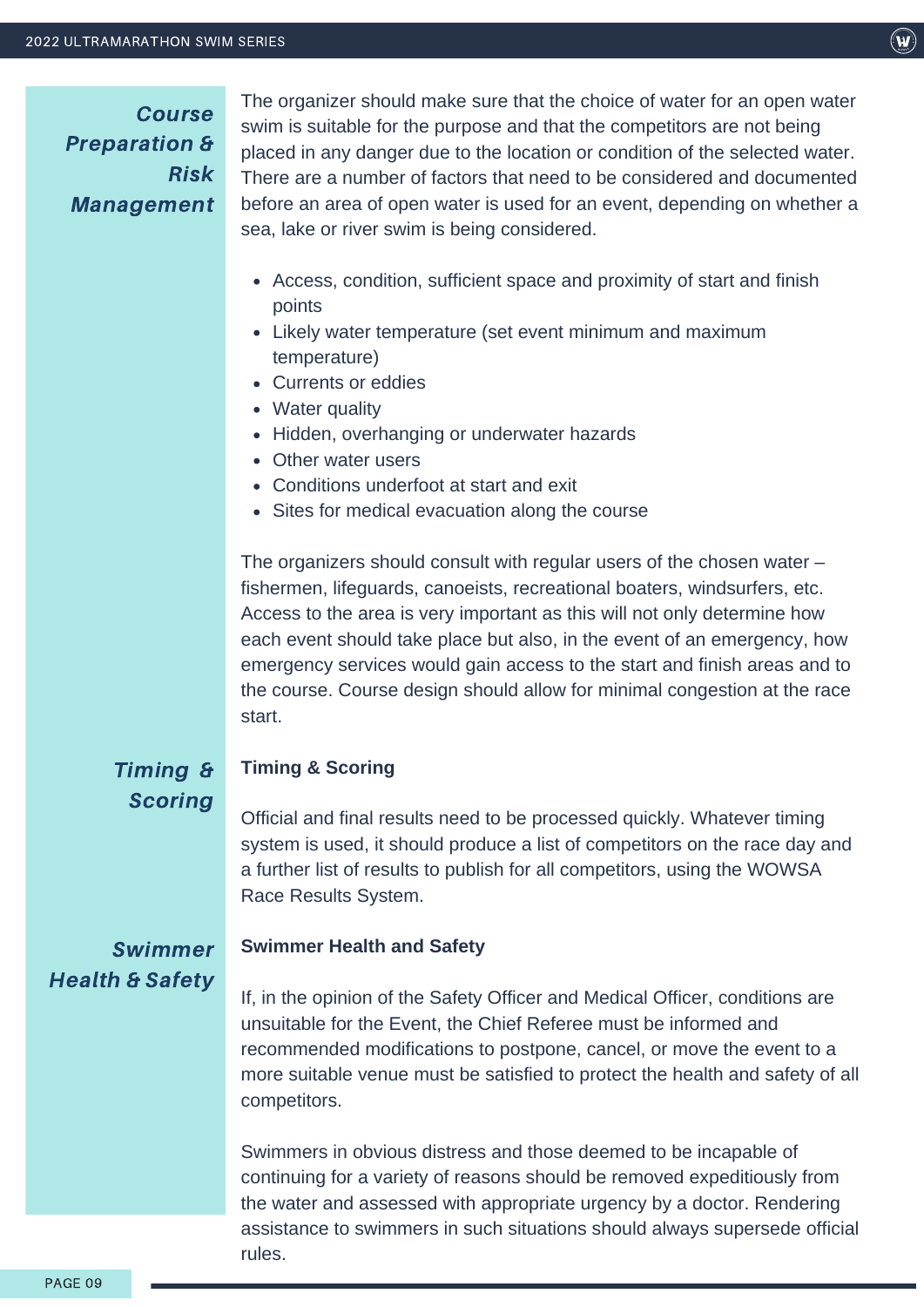## Course Preparation & Risk Management

The organizer should make sure that the choice of water for an open water swim is suitable for the purpose and that the competitors are not being placed in any danger due to the location or condition of the selected water. There are a number of factors that need to be considered and documented before an area of open water is used for an event, depending on whether a sea, lake or river swim is being considered.

- Access, condition, sufficient space and proximity of start and finish points
- Likely water temperature (set event minimum and maximum temperature)
- Currents or eddies
- Water quality
- Hidden, overhanging or underwater hazards
- Other water users
- Conditions underfoot at start and exit
- Sites for medical evacuation along the course

The organizers should consult with regular users of the chosen water – fishermen, lifeguards, canoeists, recreational boaters, windsurfers, etc. Access to the area is very important as this will not only determine how each event should take place but also, in the event of an emergency, how emergency services would gain access to the start and finish areas and to the course. Course design should allow for minimal congestion at the race start.

## Timing & Scoring

**Timing & Scoring**

Official and final results need to be processed quickly. Whatever timing system is used, it should produce a list of competitors on the race day and a further list of results to publish for all competitors, using the WOWSA Race Results System.

## Swimmer Health & Safety

**Swimmer Health and Safety**

If, in the opinion of the Safety Officer and Medical Officer, conditions are unsuitable for the Event, the Chief Referee must be informed and recommended modifications to postpone, cancel, or move the event to a more suitable venue must be satisfied to protect the health and safety of all competitors.

Swimmers in obvious distress and those deemed to be incapable of continuing for a variety of reasons should be removed expeditiously from the water and assessed with appropriate urgency by a doctor. Rendering assistance to swimmers in such situations should always supersede official rules.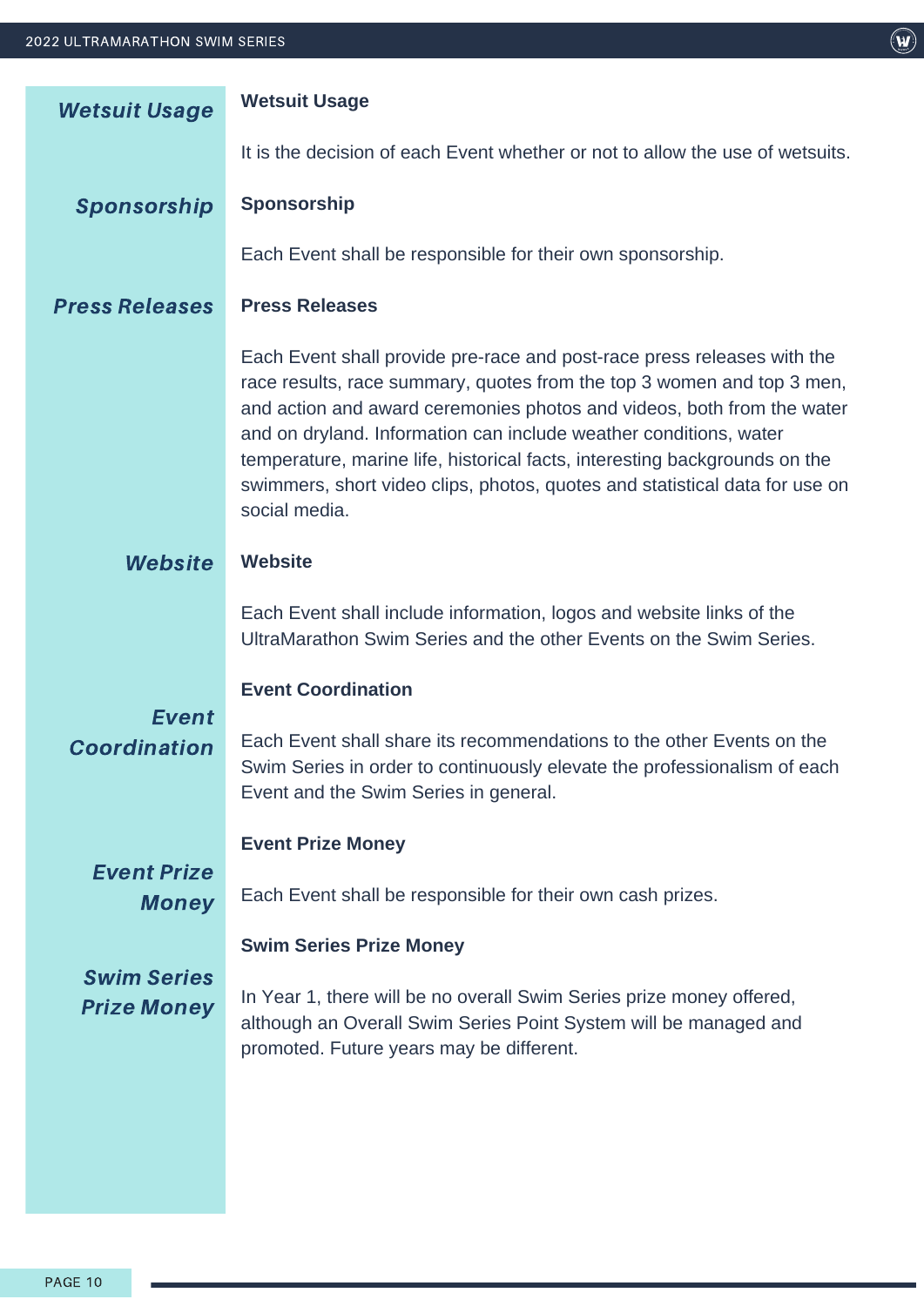## Wetsuit Usage

It is the decision of each Event whether or not to allow the use of wetsuits.

## Sponsorship

Each Event shall be responsible for their own sponsorship.

## Press Releases

Each Event shall provide pre-race and post-race press releases with the race results, race summary, quotes from the top 3 women and top 3 men, and action and award ceremonies photos and videos, both from the water and on dryland. Information can include weather conditions, water temperature, marine life, historical facts, interesting backgrounds on the swimmers, short video clips, photos, quotes and statistical data for use on social media.

## Website

Each Event shall include information, logos and website links of the UltraMarathon Swim Series and the other Events on the Swim Series.

## Event Coordination

Each Event shall share its recommendations to the other Events on the Swim Series in order to continuously elevate the professionalism of each Event and the Swim Series in general.

## Event Prize Money

Each Event shall be responsible for their own cash prizes.

## Swim Series Prize Money

In Year 1, there will be no overall Swim Series prize money offered, although an Overall Swim Series Point System will be managed and promoted. Future years may be different.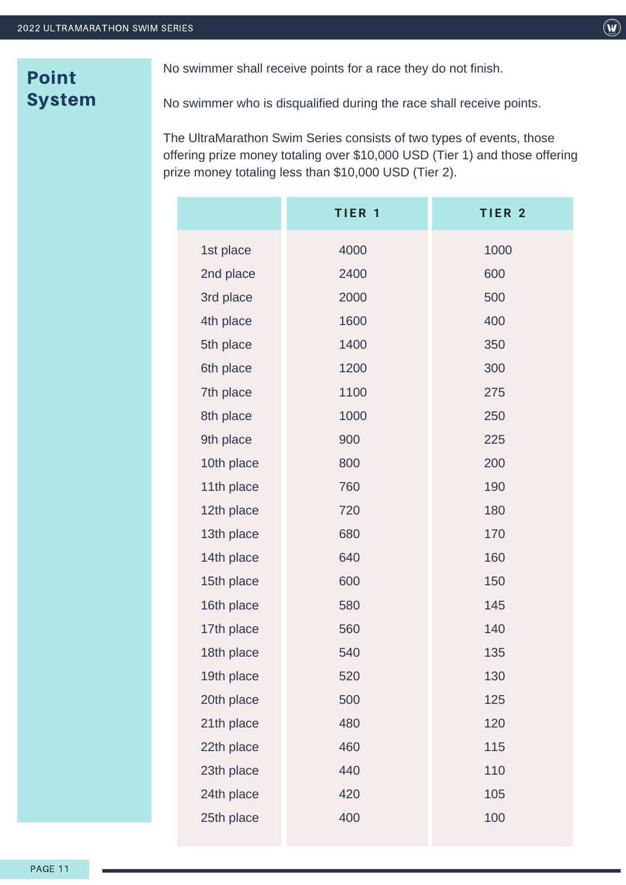# Point System

No swimmer shall receive points for a race they do not finish.

No swimmer who is disqualified during the race shall receive points.

The UltraMarathon Swim Series consists of two types of events, those offering prize money totaling over $10,000 USD (Tier 1) and those offering prize money totaling less than $10,000 USD (Tier 2).

| | TIER 1 | TIER 2 |
|---|---|---|
| 1st place | 4000 | 1000 |
| 2nd place | 2400 | 600 |
| 3rd place | 2000 | 500 |
| 4th place | 1600 | 400 |
| 5th place | 1400 | 350 |
| 6th place | 1200 | 300 |
| 7th place | 1100 | 275 |
| 8th place | 1000 | 250 |
| 9th place | 900 | 225 |
| 10th place | 800 | 200 |
| 11th place | 760 | 190 |
| 12th place | 720 | 180 |
| 13th place | 680 | 170 |
| 14th place | 640 | 160 |
| 15th place | 600 | 150 |
| 16th place | 580 | 145 |
| 17th place | 560 | 140 |
| 18th place | 540 | 135 |
| 19th place | 520 | 130 |
| 20th place | 500 | 125 |
| 21th place | 480 | 120 |
| 22th place | 460 | 115 |
| 23th place | 440 | 110 |
| 24th place | 420 | 105 |
| 25th place | 400 | 100 |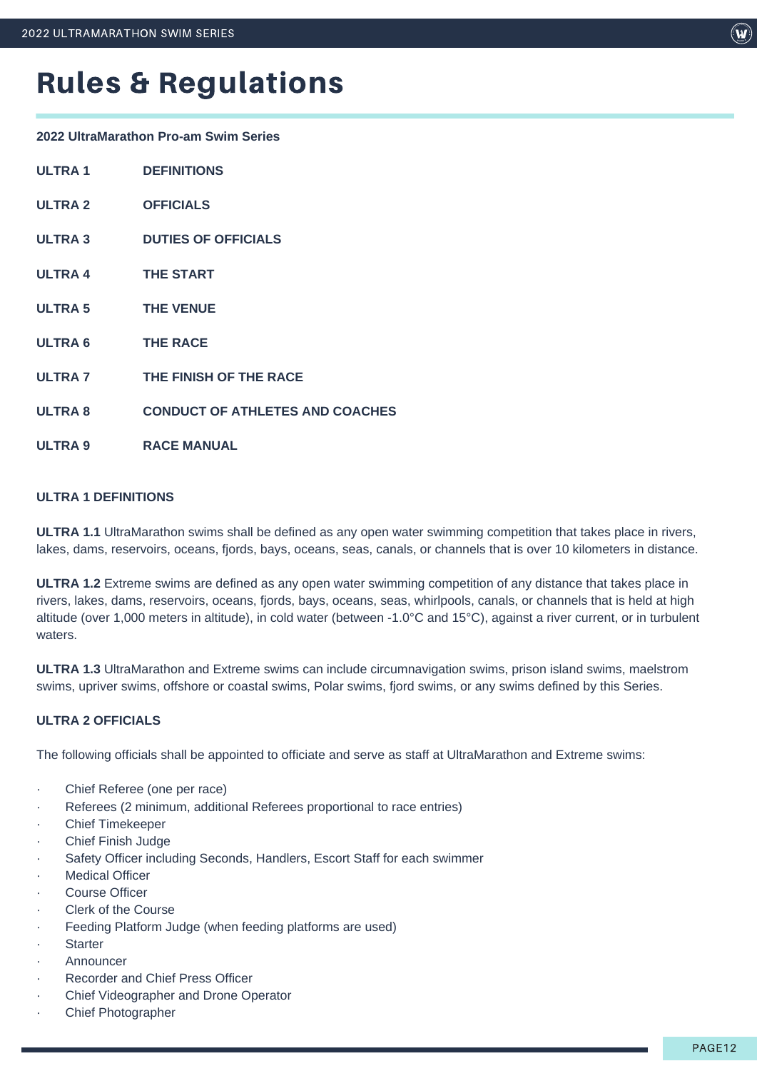# Rules & Regulations

**2022 UltraMarathon Pro-am Swim Series**

| | |
|---|---|
| **ULTRA 1** | **DEFINITIONS** |
| **ULTRA 2** | **OFFICIALS** |
| **ULTRA 3** | **DUTIES OF OFFICIALS** |
| **ULTRA 4** | **THE START** |
| **ULTRA 5** | **THE VENUE** |
| **ULTRA 6** | **THE RACE** |
| **ULTRA 7** | **THE FINISH OF THE RACE** |
| **ULTRA 8** | **CONDUCT OF ATHLETES AND COACHES** |
| **ULTRA 9** | **RACE MANUAL** |

**ULTRA 1 DEFINITIONS**

**ULTRA 1.1** UltraMarathon swims shall be defined as any open water swimming competition that takes place in rivers, lakes, dams, reservoirs, oceans, fjords, bays, oceans, seas, canals, or channels that is over 10 kilometers in distance.

**ULTRA 1.2** Extreme swims are defined as any open water swimming competition of any distance that takes place in rivers, lakes, dams, reservoirs, oceans, fjords, bays, oceans, seas, whirlpools, canals, or channels that is held at high altitude (over 1,000 meters in altitude), in cold water (between -1.0°C and 15°C), against a river current, or in turbulent waters.

**ULTRA 1.3** UltraMarathon and Extreme swims can include circumnavigation swims, prison island swims, maelstrom swims, upriver swims, offshore or coastal swims, Polar swims, fjord swims, or any swims defined by this Series.

**ULTRA 2 OFFICIALS**

The following officials shall be appointed to officiate and serve as staff at UltraMarathon and Extreme swims:

- Chief Referee (one per race)
- Referees (2 minimum, additional Referees proportional to race entries)
- Chief Timekeeper
- Chief Finish Judge
- Safety Officer including Seconds, Handlers, Escort Staff for each swimmer
- Medical Officer
- Course Officer
- Clerk of the Course
- Feeding Platform Judge (when feeding platforms are used)
- Starter
- Announcer
- Recorder and Chief Press Officer
- Chief Videographer and Drone Operator
- Chief Photographer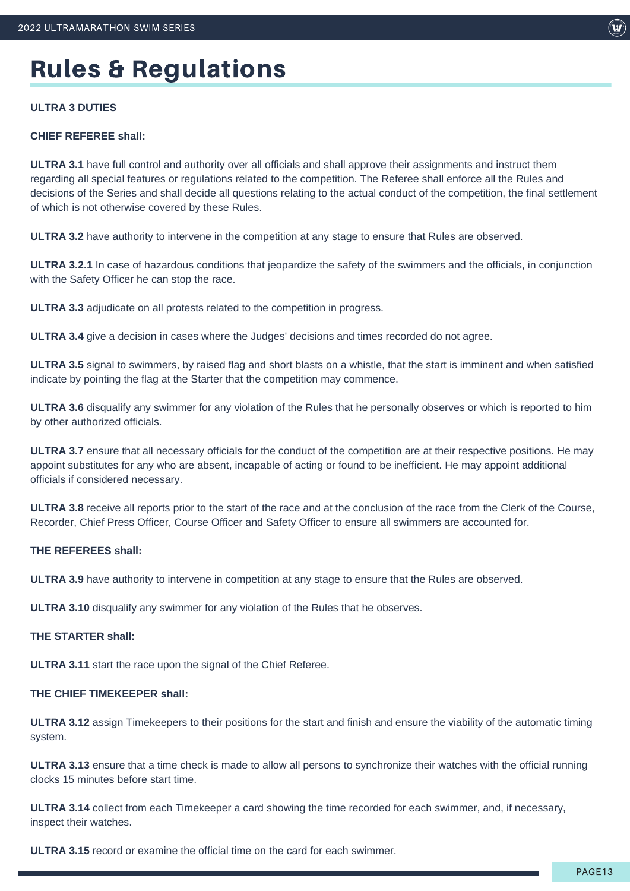# Rules & Regulations

**ULTRA 3 DUTIES**

**CHIEF REFEREE shall:**

**ULTRA 3.1** have full control and authority over all officials and shall approve their assignments and instruct them regarding all special features or regulations related to the competition. The Referee shall enforce all the Rules and decisions of the Series and shall decide all questions relating to the actual conduct of the competition, the final settlement of which is not otherwise covered by these Rules.

**ULTRA 3.2** have authority to intervene in the competition at any stage to ensure that Rules are observed.

**ULTRA 3.2.1** In case of hazardous conditions that jeopardize the safety of the swimmers and the officials, in conjunction with the Safety Officer he can stop the race.

**ULTRA 3.3** adjudicate on all protests related to the competition in progress.

**ULTRA 3.4** give a decision in cases where the Judges' decisions and times recorded do not agree.

**ULTRA 3.5** signal to swimmers, by raised flag and short blasts on a whistle, that the start is imminent and when satisfied indicate by pointing the flag at the Starter that the competition may commence.

**ULTRA 3.6** disqualify any swimmer for any violation of the Rules that he personally observes or which is reported to him by other authorized officials.

**ULTRA 3.7** ensure that all necessary officials for the conduct of the competition are at their respective positions. He may appoint substitutes for any who are absent, incapable of acting or found to be inefficient. He may appoint additional officials if considered necessary.

**ULTRA 3.8** receive all reports prior to the start of the race and at the conclusion of the race from the Clerk of the Course, Recorder, Chief Press Officer, Course Officer and Safety Officer to ensure all swimmers are accounted for.

**THE REFEREES shall:**

**ULTRA 3.9** have authority to intervene in competition at any stage to ensure that the Rules are observed.

**ULTRA 3.10** disqualify any swimmer for any violation of the Rules that he observes.

**THE STARTER shall:**

**ULTRA 3.11** start the race upon the signal of the Chief Referee.

**THE CHIEF TIMEKEEPER shall:**

**ULTRA 3.12** assign Timekeepers to their positions for the start and finish and ensure the viability of the automatic timing system.

**ULTRA 3.13** ensure that a time check is made to allow all persons to synchronize their watches with the official running clocks 15 minutes before start time.

**ULTRA 3.14** collect from each Timekeeper a card showing the time recorded for each swimmer, and, if necessary, inspect their watches.

**ULTRA 3.15** record or examine the official time on the card for each swimmer.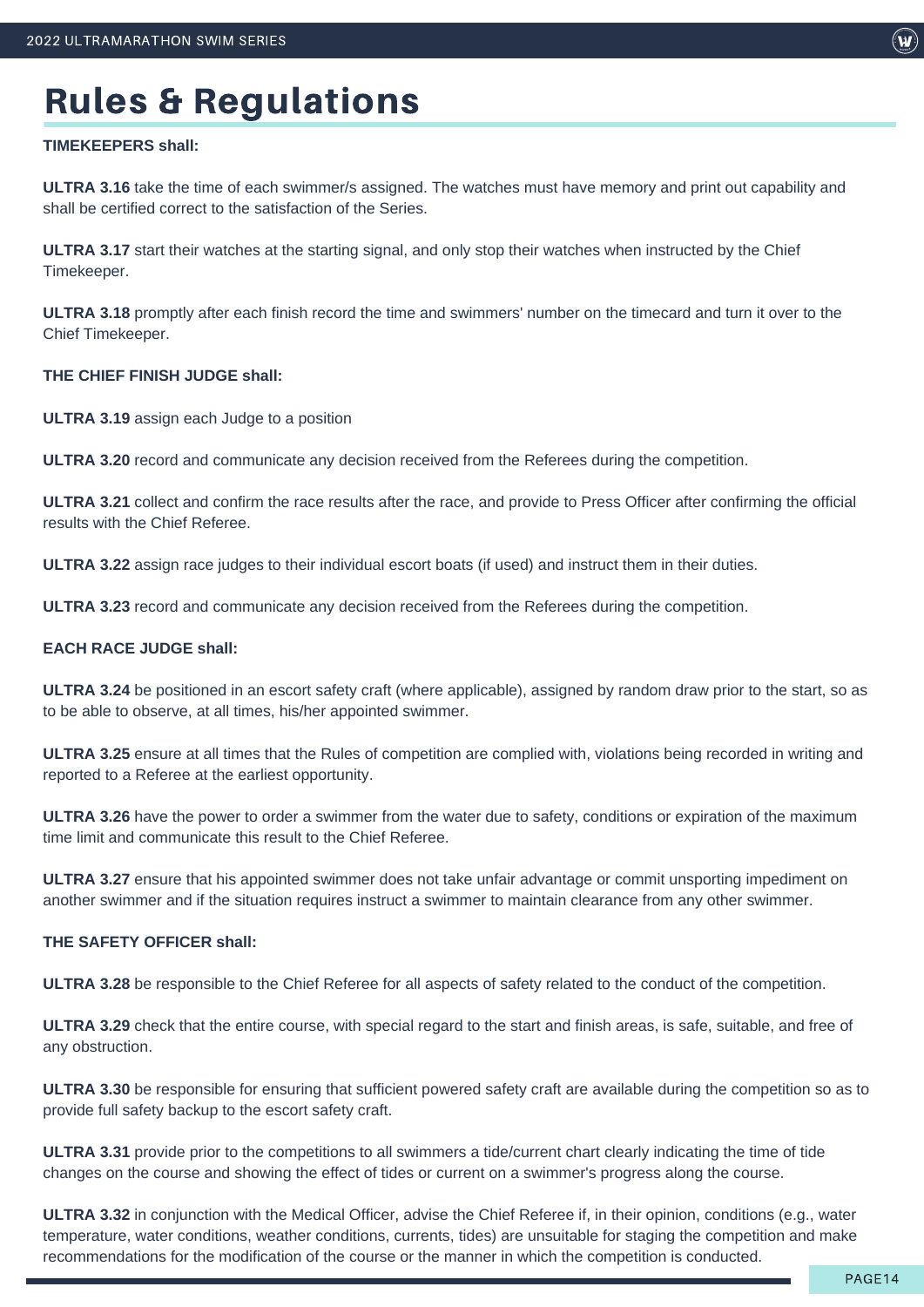# Rules & Regulations

**TIMEKEEPERS shall:**

**ULTRA 3.16** take the time of each swimmer/s assigned. The watches must have memory and print out capability and shall be certified correct to the satisfaction of the Series.

**ULTRA 3.17** start their watches at the starting signal, and only stop their watches when instructed by the Chief Timekeeper.

**ULTRA 3.18** promptly after each finish record the time and swimmers' number on the timecard and turn it over to the Chief Timekeeper.

**THE CHIEF FINISH JUDGE shall:**

**ULTRA 3.19** assign each Judge to a position

**ULTRA 3.20** record and communicate any decision received from the Referees during the competition.

**ULTRA 3.21** collect and confirm the race results after the race, and provide to Press Officer after confirming the official results with the Chief Referee.

**ULTRA 3.22** assign race judges to their individual escort boats (if used) and instruct them in their duties.

**ULTRA 3.23** record and communicate any decision received from the Referees during the competition.

**EACH RACE JUDGE shall:**

**ULTRA 3.24** be positioned in an escort safety craft (where applicable), assigned by random draw prior to the start, so as to be able to observe, at all times, his/her appointed swimmer.

**ULTRA 3.25** ensure at all times that the Rules of competition are complied with, violations being recorded in writing and reported to a Referee at the earliest opportunity.

**ULTRA 3.26** have the power to order a swimmer from the water due to safety, conditions or expiration of the maximum time limit and communicate this result to the Chief Referee.

**ULTRA 3.27** ensure that his appointed swimmer does not take unfair advantage or commit unsporting impediment on another swimmer and if the situation requires instruct a swimmer to maintain clearance from any other swimmer.

**THE SAFETY OFFICER shall:**

**ULTRA 3.28** be responsible to the Chief Referee for all aspects of safety related to the conduct of the competition.

**ULTRA 3.29** check that the entire course, with special regard to the start and finish areas, is safe, suitable, and free of any obstruction.

**ULTRA 3.30** be responsible for ensuring that sufficient powered safety craft are available during the competition so as to provide full safety backup to the escort safety craft.

**ULTRA 3.31** provide prior to the competitions to all swimmers a tide/current chart clearly indicating the time of tide changes on the course and showing the effect of tides or current on a swimmer's progress along the course.

**ULTRA 3.32** in conjunction with the Medical Officer, advise the Chief Referee if, in their opinion, conditions (e.g., water temperature, water conditions, weather conditions, currents, tides) are unsuitable for staging the competition and make recommendations for the modification of the course or the manner in which the competition is conducted.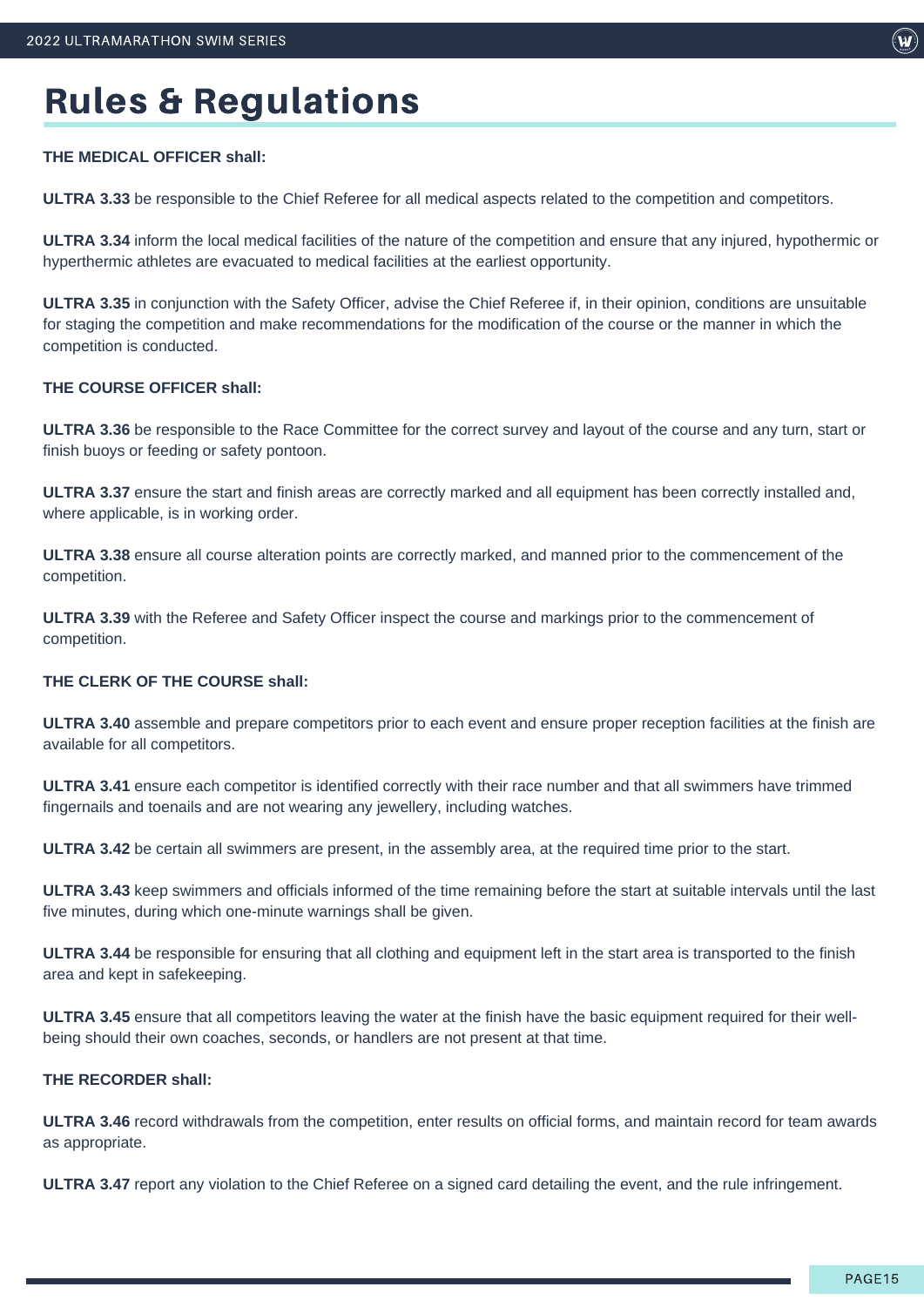# Rules & Regulations

**THE MEDICAL OFFICER shall:**

**ULTRA 3.33** be responsible to the Chief Referee for all medical aspects related to the competition and competitors.

**ULTRA 3.34** inform the local medical facilities of the nature of the competition and ensure that any injured, hypothermic or hyperthermic athletes are evacuated to medical facilities at the earliest opportunity.

**ULTRA 3.35** in conjunction with the Safety Officer, advise the Chief Referee if, in their opinion, conditions are unsuitable for staging the competition and make recommendations for the modification of the course or the manner in which the competition is conducted.

**THE COURSE OFFICER shall:**

**ULTRA 3.36** be responsible to the Race Committee for the correct survey and layout of the course and any turn, start or finish buoys or feeding or safety pontoon.

**ULTRA 3.37** ensure the start and finish areas are correctly marked and all equipment has been correctly installed and, where applicable, is in working order.

**ULTRA 3.38** ensure all course alteration points are correctly marked, and manned prior to the commencement of the competition.

**ULTRA 3.39** with the Referee and Safety Officer inspect the course and markings prior to the commencement of competition.

**THE CLERK OF THE COURSE shall:**

**ULTRA 3.40** assemble and prepare competitors prior to each event and ensure proper reception facilities at the finish are available for all competitors.

**ULTRA 3.41** ensure each competitor is identified correctly with their race number and that all swimmers have trimmed fingernails and toenails and are not wearing any jewellery, including watches.

**ULTRA 3.42** be certain all swimmers are present, in the assembly area, at the required time prior to the start.

**ULTRA 3.43** keep swimmers and officials informed of the time remaining before the start at suitable intervals until the last five minutes, during which one-minute warnings shall be given.

**ULTRA 3.44** be responsible for ensuring that all clothing and equipment left in the start area is transported to the finish area and kept in safekeeping.

**ULTRA 3.45** ensure that all competitors leaving the water at the finish have the basic equipment required for their well-being should their own coaches, seconds, or handlers are not present at that time.

**THE RECORDER shall:**

**ULTRA 3.46** record withdrawals from the competition, enter results on official forms, and maintain record for team awards as appropriate.

**ULTRA 3.47** report any violation to the Chief Referee on a signed card detailing the event, and the rule infringement.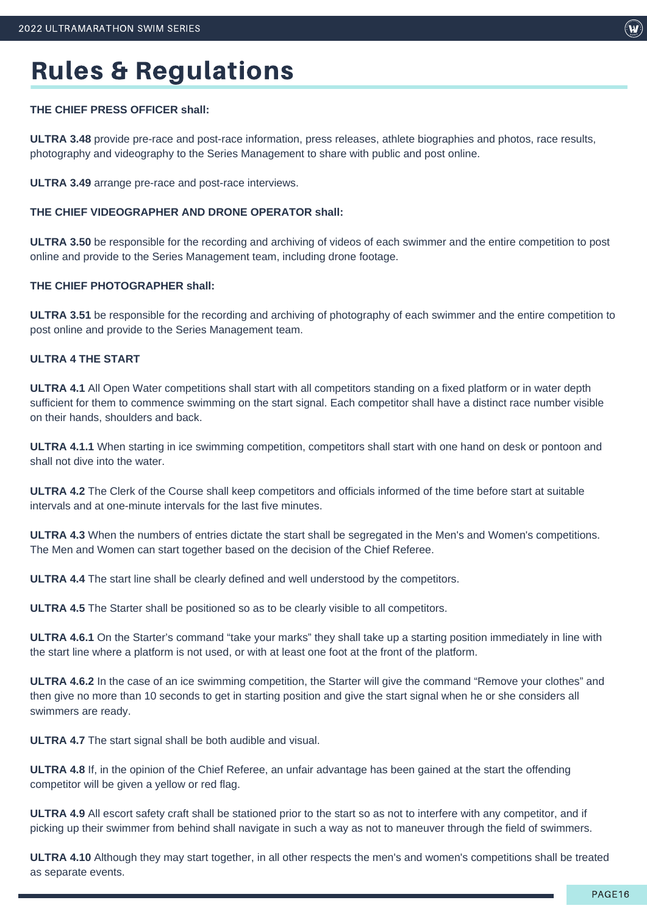# Rules & Regulations

**THE CHIEF PRESS OFFICER shall:**

**ULTRA 3.48** provide pre-race and post-race information, press releases, athlete biographies and photos, race results, photography and videography to the Series Management to share with public and post online.

**ULTRA 3.49** arrange pre-race and post-race interviews.

**THE CHIEF VIDEOGRAPHER AND DRONE OPERATOR shall:**

**ULTRA 3.50** be responsible for the recording and archiving of videos of each swimmer and the entire competition to post online and provide to the Series Management team, including drone footage.

**THE CHIEF PHOTOGRAPHER shall:**

**ULTRA 3.51** be responsible for the recording and archiving of photography of each swimmer and the entire competition to post online and provide to the Series Management team.

**ULTRA 4 THE START**

**ULTRA 4.1** All Open Water competitions shall start with all competitors standing on a fixed platform or in water depth sufficient for them to commence swimming on the start signal. Each competitor shall have a distinct race number visible on their hands, shoulders and back.

**ULTRA 4.1.1** When starting in ice swimming competition, competitors shall start with one hand on desk or pontoon and shall not dive into the water.

**ULTRA 4.2** The Clerk of the Course shall keep competitors and officials informed of the time before start at suitable intervals and at one-minute intervals for the last five minutes.

**ULTRA 4.3** When the numbers of entries dictate the start shall be segregated in the Men's and Women's competitions. The Men and Women can start together based on the decision of the Chief Referee.

**ULTRA 4.4** The start line shall be clearly defined and well understood by the competitors.

**ULTRA 4.5** The Starter shall be positioned so as to be clearly visible to all competitors.

**ULTRA 4.6.1** On the Starter's command "take your marks" they shall take up a starting position immediately in line with the start line where a platform is not used, or with at least one foot at the front of the platform.

**ULTRA 4.6.2** In the case of an ice swimming competition, the Starter will give the command "Remove your clothes" and then give no more than 10 seconds to get in starting position and give the start signal when he or she considers all swimmers are ready.

**ULTRA 4.7** The start signal shall be both audible and visual.

**ULTRA 4.8** If, in the opinion of the Chief Referee, an unfair advantage has been gained at the start the offending competitor will be given a yellow or red flag.

**ULTRA 4.9** All escort safety craft shall be stationed prior to the start so as not to interfere with any competitor, and if picking up their swimmer from behind shall navigate in such a way as not to maneuver through the field of swimmers.

**ULTRA 4.10** Although they may start together, in all other respects the men's and women's competitions shall be treated as separate events.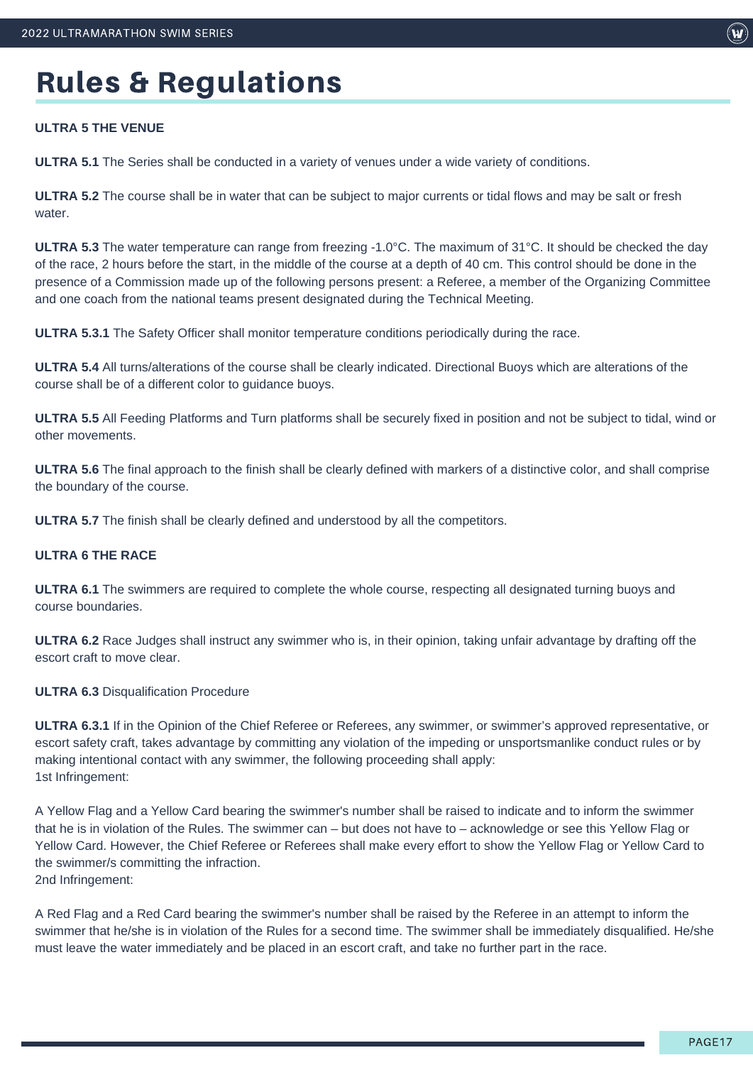# Rules & Regulations

**ULTRA 5 THE VENUE**

**ULTRA 5.1** The Series shall be conducted in a variety of venues under a wide variety of conditions.

**ULTRA 5.2** The course shall be in water that can be subject to major currents or tidal flows and may be salt or fresh water.

**ULTRA 5.3** The water temperature can range from freezing -1.0°C. The maximum of 31°C. It should be checked the day of the race, 2 hours before the start, in the middle of the course at a depth of 40 cm. This control should be done in the presence of a Commission made up of the following persons present: a Referee, a member of the Organizing Committee and one coach from the national teams present designated during the Technical Meeting.

**ULTRA 5.3.1** The Safety Officer shall monitor temperature conditions periodically during the race.

**ULTRA 5.4** All turns/alterations of the course shall be clearly indicated. Directional Buoys which are alterations of the course shall be of a different color to guidance buoys.

**ULTRA 5.5** All Feeding Platforms and Turn platforms shall be securely fixed in position and not be subject to tidal, wind or other movements.

**ULTRA 5.6** The final approach to the finish shall be clearly defined with markers of a distinctive color, and shall comprise the boundary of the course.

**ULTRA 5.7** The finish shall be clearly defined and understood by all the competitors.

**ULTRA 6 THE RACE**

**ULTRA 6.1** The swimmers are required to complete the whole course, respecting all designated turning buoys and course boundaries.

**ULTRA 6.2** Race Judges shall instruct any swimmer who is, in their opinion, taking unfair advantage by drafting off the escort craft to move clear.

**ULTRA 6.3** Disqualification Procedure

**ULTRA 6.3.1** If in the Opinion of the Chief Referee or Referees, any swimmer, or swimmer's approved representative, or escort safety craft, takes advantage by committing any violation of the impeding or unsportsmanlike conduct rules or by making intentional contact with any swimmer, the following proceeding shall apply:
1st Infringement:

A Yellow Flag and a Yellow Card bearing the swimmer's number shall be raised to indicate and to inform the swimmer that he is in violation of the Rules. The swimmer can – but does not have to – acknowledge or see this Yellow Flag or Yellow Card. However, the Chief Referee or Referees shall make every effort to show the Yellow Flag or Yellow Card to the swimmer/s committing the infraction.
2nd Infringement:

A Red Flag and a Red Card bearing the swimmer's number shall be raised by the Referee in an attempt to inform the swimmer that he/she is in violation of the Rules for a second time. The swimmer shall be immediately disqualified. He/she must leave the water immediately and be placed in an escort craft, and take no further part in the race.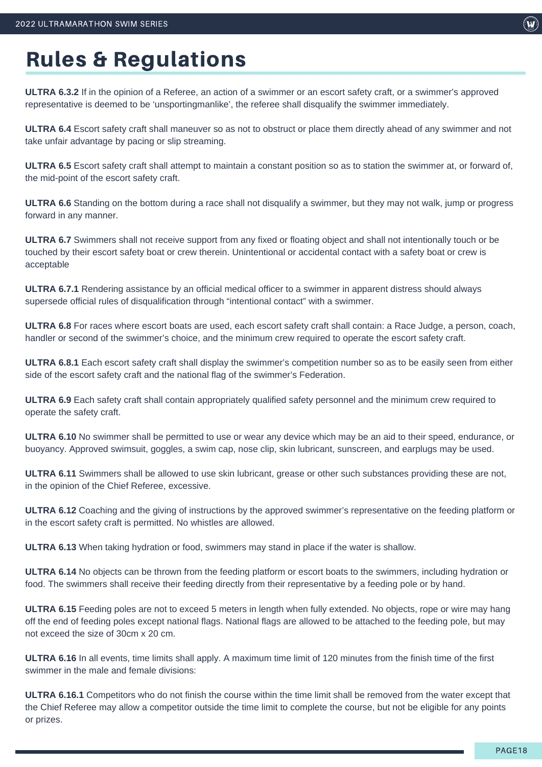# Rules & Regulations

**ULTRA 6.3.2** If in the opinion of a Referee, an action of a swimmer or an escort safety craft, or a swimmer's approved representative is deemed to be 'unsportingmanlike', the referee shall disqualify the swimmer immediately.

**ULTRA 6.4** Escort safety craft shall maneuver so as not to obstruct or place them directly ahead of any swimmer and not take unfair advantage by pacing or slip streaming.

**ULTRA 6.5** Escort safety craft shall attempt to maintain a constant position so as to station the swimmer at, or forward of, the mid-point of the escort safety craft.

**ULTRA 6.6** Standing on the bottom during a race shall not disqualify a swimmer, but they may not walk, jump or progress forward in any manner.

**ULTRA 6.7** Swimmers shall not receive support from any fixed or floating object and shall not intentionally touch or be touched by their escort safety boat or crew therein. Unintentional or accidental contact with a safety boat or crew is acceptable

**ULTRA 6.7.1** Rendering assistance by an official medical officer to a swimmer in apparent distress should always supersede official rules of disqualification through "intentional contact" with a swimmer.

**ULTRA 6.8** For races where escort boats are used, each escort safety craft shall contain: a Race Judge, a person, coach, handler or second of the swimmer's choice, and the minimum crew required to operate the escort safety craft.

**ULTRA 6.8.1** Each escort safety craft shall display the swimmer's competition number so as to be easily seen from either side of the escort safety craft and the national flag of the swimmer's Federation.

**ULTRA 6.9** Each safety craft shall contain appropriately qualified safety personnel and the minimum crew required to operate the safety craft.

**ULTRA 6.10** No swimmer shall be permitted to use or wear any device which may be an aid to their speed, endurance, or buoyancy. Approved swimsuit, goggles, a swim cap, nose clip, skin lubricant, sunscreen, and earplugs may be used.

**ULTRA 6.11** Swimmers shall be allowed to use skin lubricant, grease or other such substances providing these are not, in the opinion of the Chief Referee, excessive.

**ULTRA 6.12** Coaching and the giving of instructions by the approved swimmer's representative on the feeding platform or in the escort safety craft is permitted. No whistles are allowed.

**ULTRA 6.13** When taking hydration or food, swimmers may stand in place if the water is shallow.

**ULTRA 6.14** No objects can be thrown from the feeding platform or escort boats to the swimmers, including hydration or food. The swimmers shall receive their feeding directly from their representative by a feeding pole or by hand.

**ULTRA 6.15** Feeding poles are not to exceed 5 meters in length when fully extended. No objects, rope or wire may hang off the end of feeding poles except national flags. National flags are allowed to be attached to the feeding pole, but may not exceed the size of 30cm x 20 cm.

**ULTRA 6.16** In all events, time limits shall apply. A maximum time limit of 120 minutes from the finish time of the first swimmer in the male and female divisions:

**ULTRA 6.16.1** Competitors who do not finish the course within the time limit shall be removed from the water except that the Chief Referee may allow a competitor outside the time limit to complete the course, but not be eligible for any points or prizes.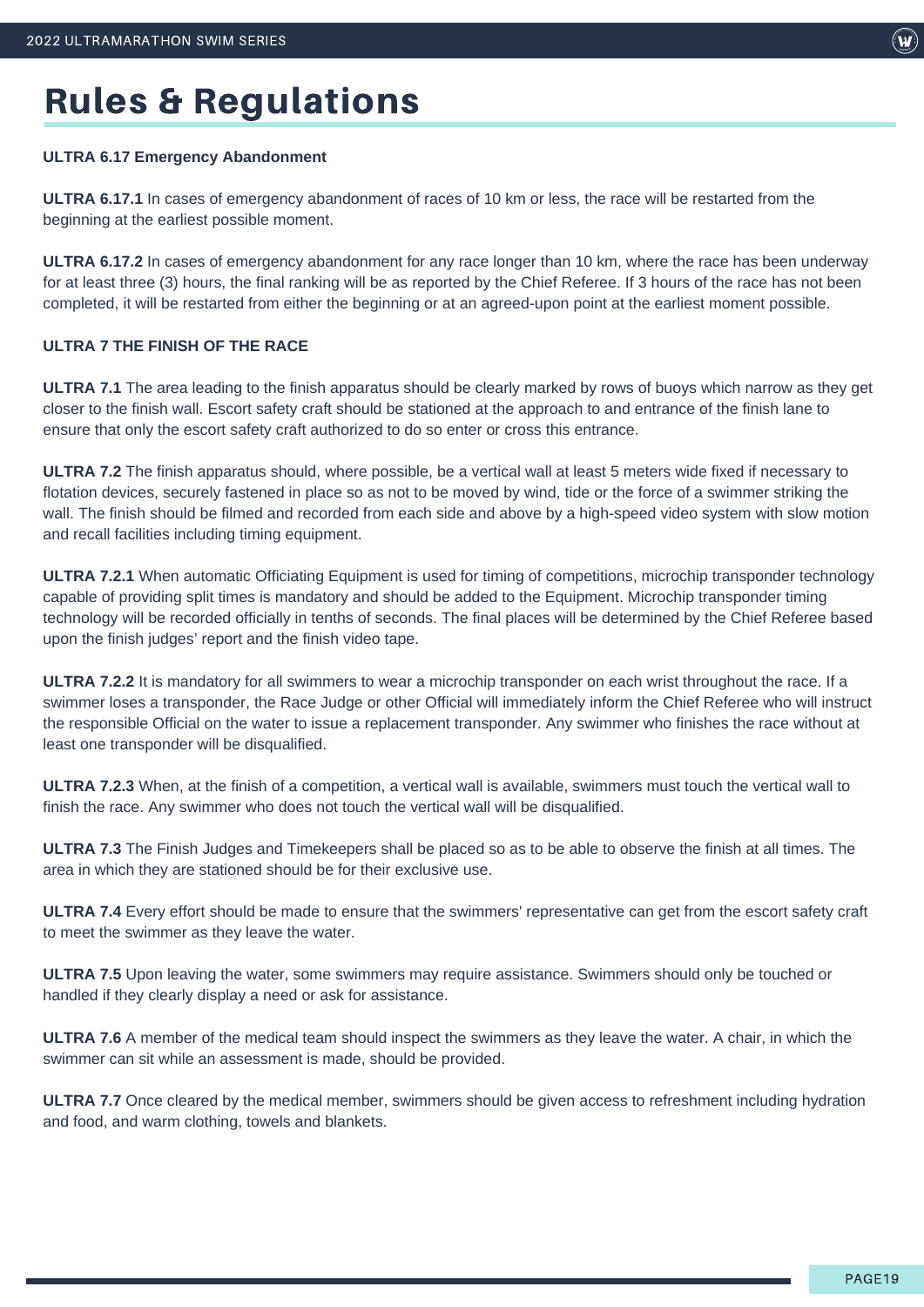# Rules & Regulations

**ULTRA 6.17 Emergency Abandonment**

**ULTRA 6.17.1** In cases of emergency abandonment of races of 10 km or less, the race will be restarted from the beginning at the earliest possible moment.

**ULTRA 6.17.2** In cases of emergency abandonment for any race longer than 10 km, where the race has been underway for at least three (3) hours, the final ranking will be as reported by the Chief Referee. If 3 hours of the race has not been completed, it will be restarted from either the beginning or at an agreed-upon point at the earliest moment possible.

**ULTRA 7 THE FINISH OF THE RACE**

**ULTRA 7.1** The area leading to the finish apparatus should be clearly marked by rows of buoys which narrow as they get closer to the finish wall. Escort safety craft should be stationed at the approach to and entrance of the finish lane to ensure that only the escort safety craft authorized to do so enter or cross this entrance.

**ULTRA 7.2** The finish apparatus should, where possible, be a vertical wall at least 5 meters wide fixed if necessary to flotation devices, securely fastened in place so as not to be moved by wind, tide or the force of a swimmer striking the wall. The finish should be filmed and recorded from each side and above by a high-speed video system with slow motion and recall facilities including timing equipment.

**ULTRA 7.2.1** When automatic Officiating Equipment is used for timing of competitions, microchip transponder technology capable of providing split times is mandatory and should be added to the Equipment. Microchip transponder timing technology will be recorded officially in tenths of seconds. The final places will be determined by the Chief Referee based upon the finish judges' report and the finish video tape.

**ULTRA 7.2.2** It is mandatory for all swimmers to wear a microchip transponder on each wrist throughout the race. If a swimmer loses a transponder, the Race Judge or other Official will immediately inform the Chief Referee who will instruct the responsible Official on the water to issue a replacement transponder. Any swimmer who finishes the race without at least one transponder will be disqualified.

**ULTRA 7.2.3** When, at the finish of a competition, a vertical wall is available, swimmers must touch the vertical wall to finish the race. Any swimmer who does not touch the vertical wall will be disqualified.

**ULTRA 7.3** The Finish Judges and Timekeepers shall be placed so as to be able to observe the finish at all times. The area in which they are stationed should be for their exclusive use.

**ULTRA 7.4** Every effort should be made to ensure that the swimmers' representative can get from the escort safety craft to meet the swimmer as they leave the water.

**ULTRA 7.5** Upon leaving the water, some swimmers may require assistance. Swimmers should only be touched or handled if they clearly display a need or ask for assistance.

**ULTRA 7.6** A member of the medical team should inspect the swimmers as they leave the water. A chair, in which the swimmer can sit while an assessment is made, should be provided.

**ULTRA 7.7** Once cleared by the medical member, swimmers should be given access to refreshment including hydration and food, and warm clothing, towels and blankets.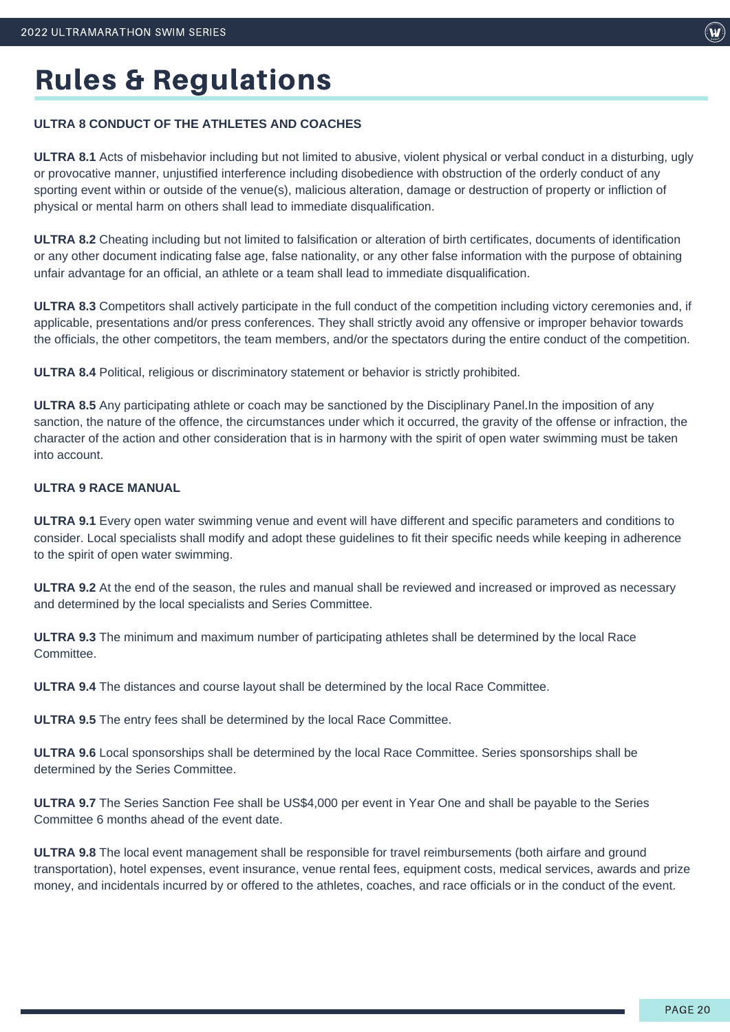# Rules & Regulations

**ULTRA 8 CONDUCT OF THE ATHLETES AND COACHES**

**ULTRA 8.1** Acts of misbehavior including but not limited to abusive, violent physical or verbal conduct in a disturbing, ugly or provocative manner, unjustified interference including disobedience with obstruction of the orderly conduct of any sporting event within or outside of the venue(s), malicious alteration, damage or destruction of property or infliction of physical or mental harm on others shall lead to immediate disqualification.

**ULTRA 8.2** Cheating including but not limited to falsification or alteration of birth certificates, documents of identification or any other document indicating false age, false nationality, or any other false information with the purpose of obtaining unfair advantage for an official, an athlete or a team shall lead to immediate disqualification.

**ULTRA 8.3** Competitors shall actively participate in the full conduct of the competition including victory ceremonies and, if applicable, presentations and/or press conferences. They shall strictly avoid any offensive or improper behavior towards the officials, the other competitors, the team members, and/or the spectators during the entire conduct of the competition.

**ULTRA 8.4** Political, religious or discriminatory statement or behavior is strictly prohibited.

**ULTRA 8.5** Any participating athlete or coach may be sanctioned by the Disciplinary Panel.In the imposition of any sanction, the nature of the offence, the circumstances under which it occurred, the gravity of the offense or infraction, the character of the action and other consideration that is in harmony with the spirit of open water swimming must be taken into account.

**ULTRA 9 RACE MANUAL**

**ULTRA 9.1** Every open water swimming venue and event will have different and specific parameters and conditions to consider. Local specialists shall modify and adopt these guidelines to fit their specific needs while keeping in adherence to the spirit of open water swimming.

**ULTRA 9.2** At the end of the season, the rules and manual shall be reviewed and increased or improved as necessary and determined by the local specialists and Series Committee.

**ULTRA 9.3** The minimum and maximum number of participating athletes shall be determined by the local Race Committee.

**ULTRA 9.4** The distances and course layout shall be determined by the local Race Committee.

**ULTRA 9.5** The entry fees shall be determined by the local Race Committee.

**ULTRA 9.6** Local sponsorships shall be determined by the local Race Committee. Series sponsorships shall be determined by the Series Committee.

**ULTRA 9.7** The Series Sanction Fee shall be US$4,000 per event in Year One and shall be payable to the Series Committee 6 months ahead of the event date.

**ULTRA 9.8** The local event management shall be responsible for travel reimbursements (both airfare and ground transportation), hotel expenses, event insurance, venue rental fees, equipment costs, medical services, awards and prize money, and incidentals incurred by or offered to the athletes, coaches, and race officials or in the conduct of the event.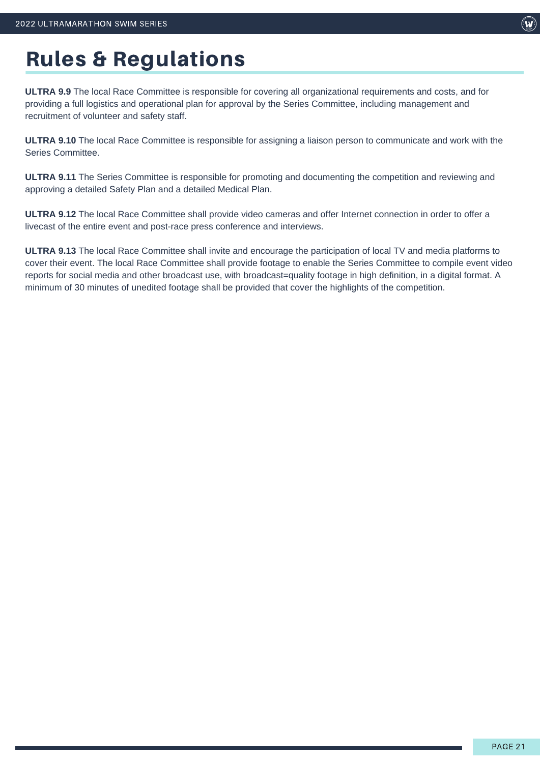# Rules & Regulations

**ULTRA 9.9** The local Race Committee is responsible for covering all organizational requirements and costs, and for providing a full logistics and operational plan for approval by the Series Committee, including management and recruitment of volunteer and safety staff.

**ULTRA 9.10** The local Race Committee is responsible for assigning a liaison person to communicate and work with the Series Committee.

**ULTRA 9.11** The Series Committee is responsible for promoting and documenting the competition and reviewing and approving a detailed Safety Plan and a detailed Medical Plan.

**ULTRA 9.12** The local Race Committee shall provide video cameras and offer Internet connection in order to offer a livecast of the entire event and post-race press conference and interviews.

**ULTRA 9.13** The local Race Committee shall invite and encourage the participation of local TV and media platforms to cover their event. The local Race Committee shall provide footage to enable the Series Committee to compile event video reports for social media and other broadcast use, with broadcast=quality footage in high definition, in a digital format. A minimum of 30 minutes of unedited footage shall be provided that cover the highlights of the competition.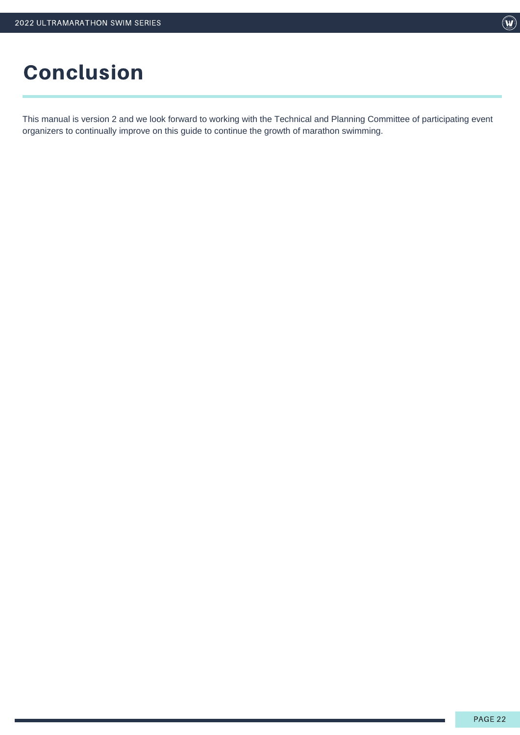# Conclusion

This manual is version 2 and we look forward to working with the Technical and Planning Committee of participating event organizers to continually improve on this guide to continue the growth of marathon swimming.